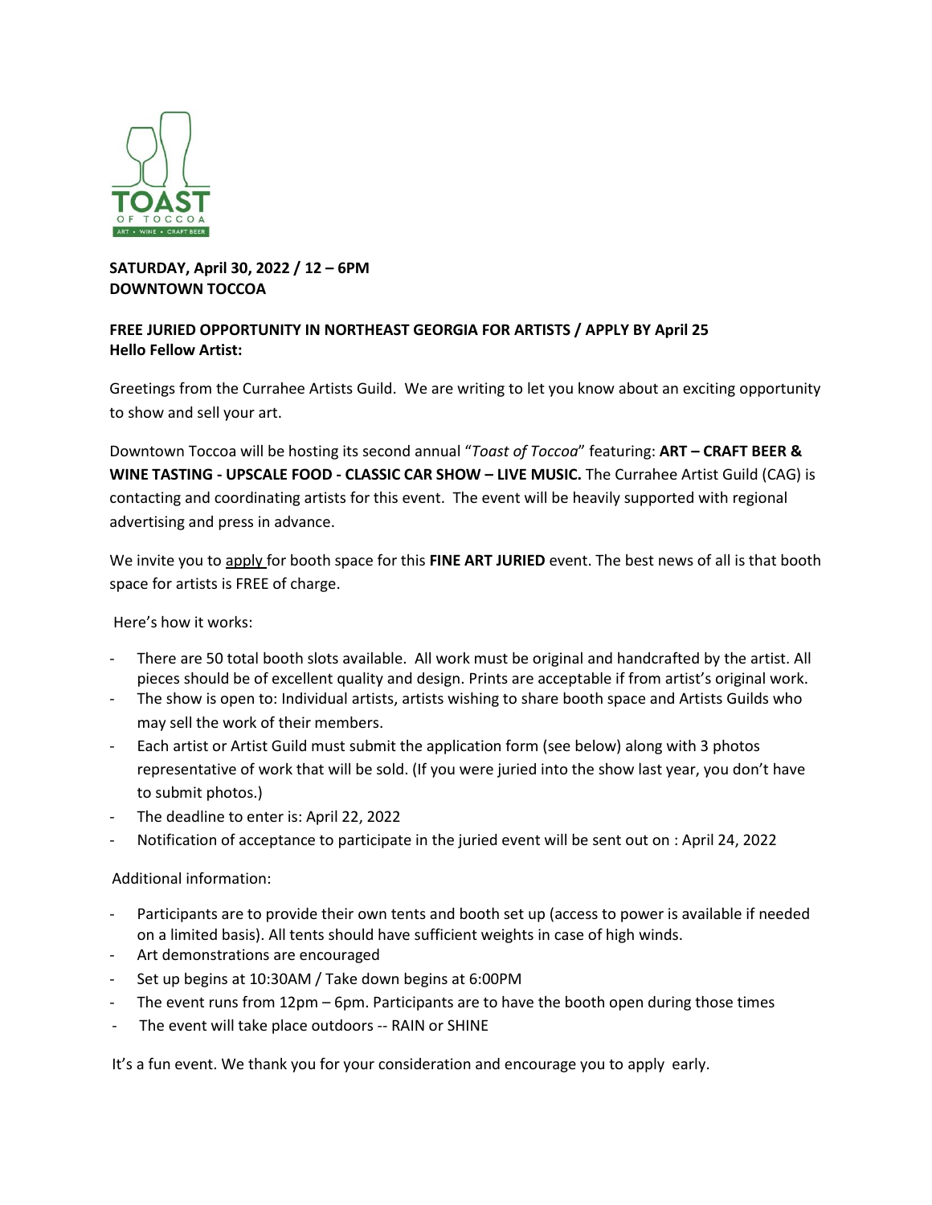TOAST
OF TOCCOA
ART • WINE • CRAFT BEER

**SATURDAY, April 30, 2022 / 12 – 6PM**
**DOWNTOWN TOCCOA**

**FREE JURIED OPPORTUNITY IN NORTHEAST GEORGIA FOR ARTISTS / APPLY BY April 25**
**Hello Fellow Artist:**

Greetings from the Currahee Artists Guild. We are writing to let you know about an exciting opportunity to show and sell your art.

Downtown Toccoa will be hosting its second annual "*Toast of Toccoa*" featuring: **ART – CRAFT BEER & WINE TASTING - UPSCALE FOOD - CLASSIC CAR SHOW – LIVE MUSIC.** The Currahee Artist Guild (CAG) is contacting and coordinating artists for this event. The event will be heavily supported with regional advertising and press in advance.

We invite you to apply for booth space for this **FINE ART JURIED** event. The best news of all is that booth space for artists is FREE of charge.

Here's how it works:

- There are 50 total booth slots available. All work must be original and handcrafted by the artist. All pieces should be of excellent quality and design. Prints are acceptable if from artist's original work.
- The show is open to: Individual artists, artists wishing to share booth space and Artists Guilds who may sell the work of their members.
- Each artist or Artist Guild must submit the application form (see below) along with 3 photos representative of work that will be sold. (If you were juried into the show last year, you don't have to submit photos.)
- The deadline to enter is: April 22, 2022
- Notification of acceptance to participate in the juried event will be sent out on : April 24, 2022

Additional information:

- Participants are to provide their own tents and booth set up (access to power is available if needed on a limited basis). All tents should have sufficient weights in case of high winds.
- Art demonstrations are encouraged
- Set up begins at 10:30AM / Take down begins at 6:00PM
- The event runs from 12pm – 6pm. Participants are to have the booth open during those times
- The event will take place outdoors -- RAIN or SHINE

It's a fun event. We thank you for your consideration and encourage you to apply early.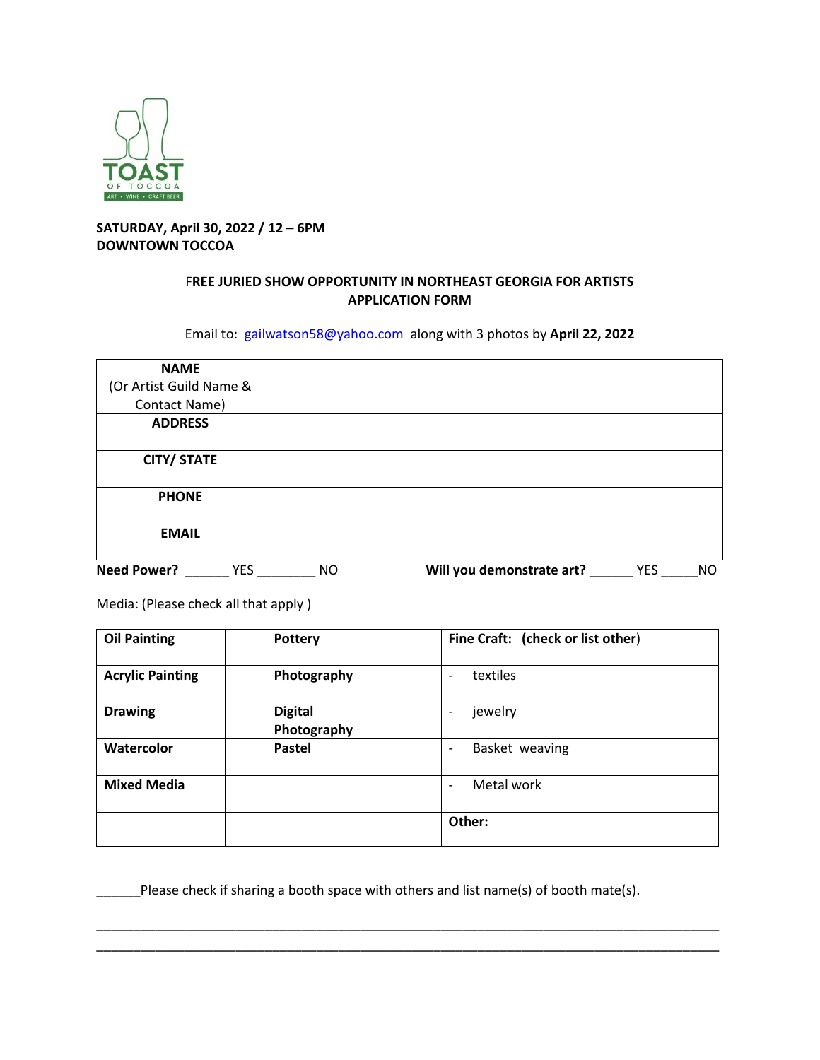TOAST OF TOCCOA
ART • WINE • CRAFT BEER

**SATURDAY, April 30, 2022 / 12 – 6PM**
**DOWNTOWN TOCCOA**

**FREE JURIED SHOW OPPORTUNITY IN NORTHEAST GEORGIA FOR ARTISTS**
**APPLICATION FORM**

Email to: gailwatson58@yahoo.com along with 3 photos by **April 22, 2022**

| | |
|---|---|
| **NAME** (Or Artist Guild Name & Contact Name) | |
| **ADDRESS** | |
| **CITY/ STATE** | |
| **PHONE** | |
| **EMAIL** | |

**Need Power?** ______ YES ________ NO **Will you demonstrate art?** ______ YES _____NO

Media: (Please check all that apply )

| | | | | | |
|---|---|---|---|---|---|
| **Oil Painting** | | **Pottery** | | **Fine Craft: (check or list other)** | |
| **Acrylic Painting** | | **Photography** | | - textiles | |
| **Drawing** | | **Digital Photography** | | - jewelry | |
| **Watercolor** | | **Pastel** | | - Basket weaving | |
| **Mixed Media** | | | | - Metal work | |
| | | | | **Other:** | |

______Please check if sharing a booth space with others and list name(s) of booth mate(s).

________________________________________________________________________________

________________________________________________________________________________